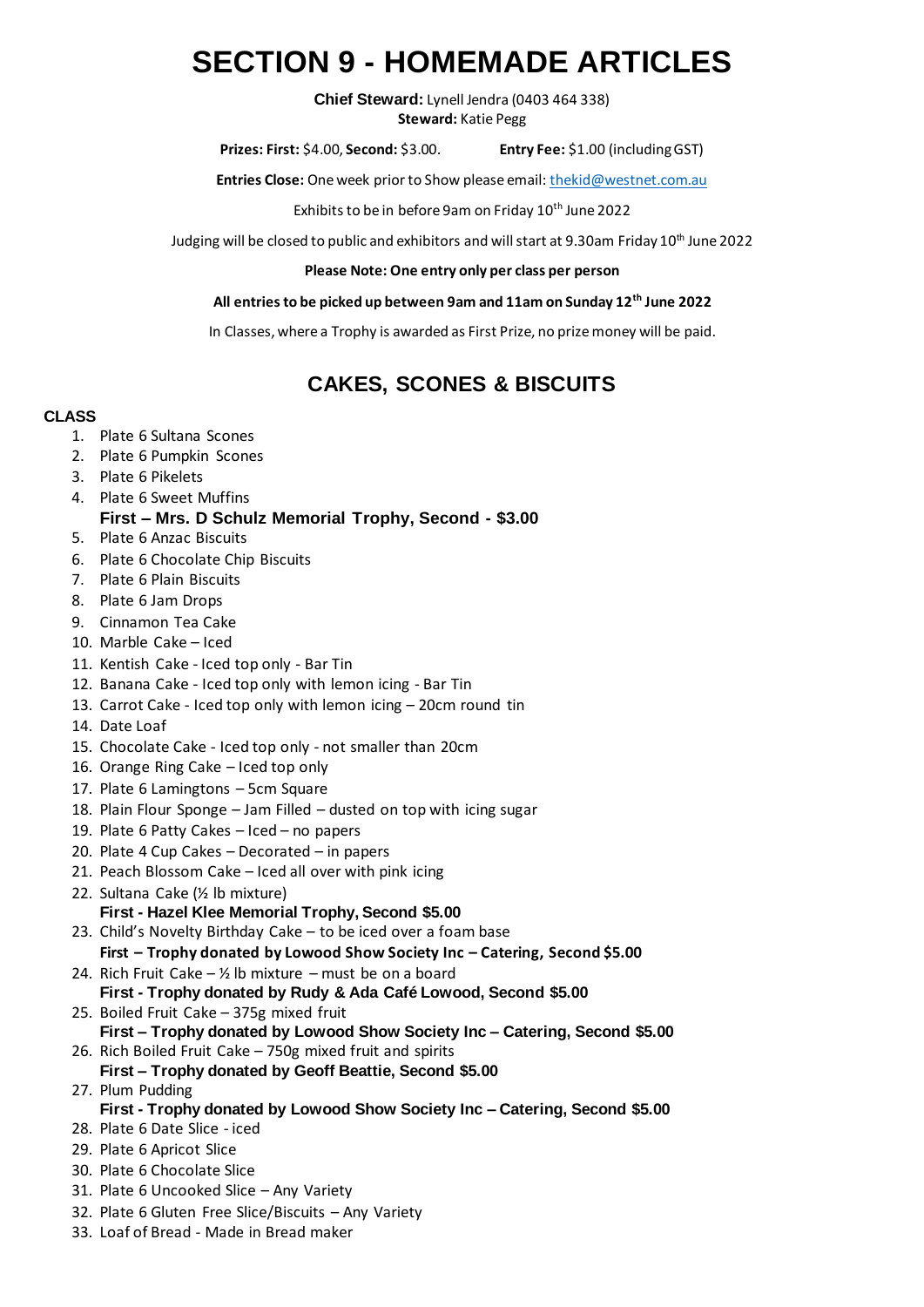# SECTION 9 - HOMEMADE ARTICLES

**Chief Steward:** Lynell Jendra (0403 464 338)
**Steward:** Katie Pegg

**Prizes: First:** $4.00, **Second:** $3.00. **Entry Fee:** $1.00 (including GST)

**Entries Close:** One week prior to Show please email: thekid@westnet.com.au

Exhibits to be in before 9am on Friday 10th June 2022

Judging will be closed to public and exhibitors and will start at 9.30am Friday 10th June 2022

**Please Note: One entry only per class per person**

**All entries to be picked up between 9am and 11am on Sunday 12th June 2022**

In Classes, where a Trophy is awarded as First Prize, no prize money will be paid.

## CAKES, SCONES & BISCUITS

**CLASS**

1. Plate 6 Sultana Scones
2. Plate 6 Pumpkin Scones
3. Plate 6 Pikelets
4. Plate 6 Sweet Muffins
   **First – Mrs. D Schulz Memorial Trophy, Second - $3.00**
5. Plate 6 Anzac Biscuits
6. Plate 6 Chocolate Chip Biscuits
7. Plate 6 Plain Biscuits
8. Plate 6 Jam Drops
9. Cinnamon Tea Cake
10. Marble Cake – Iced
11. Kentish Cake - Iced top only - Bar Tin
12. Banana Cake - Iced top only with lemon icing - Bar Tin
13. Carrot Cake - Iced top only with lemon icing – 20cm round tin
14. Date Loaf
15. Chocolate Cake - Iced top only - not smaller than 20cm
16. Orange Ring Cake – Iced top only
17. Plate 6 Lamingtons – 5cm Square
18. Plain Flour Sponge – Jam Filled – dusted on top with icing sugar
19. Plate 6 Patty Cakes – Iced – no papers
20. Plate 4 Cup Cakes – Decorated – in papers
21. Peach Blossom Cake – Iced all over with pink icing
22. Sultana Cake (½ lb mixture)
    **First - Hazel Klee Memorial Trophy, Second $5.00**
23. Child's Novelty Birthday Cake – to be iced over a foam base
    **First – Trophy donated by Lowood Show Society Inc – Catering, Second $5.00**
24. Rich Fruit Cake – ½ lb mixture – must be on a board
    **First - Trophy donated by Rudy & Ada Café Lowood, Second $5.00**
25. Boiled Fruit Cake – 375g mixed fruit
    **First – Trophy donated by Lowood Show Society Inc – Catering, Second $5.00**
26. Rich Boiled Fruit Cake – 750g mixed fruit and spirits
    **First – Trophy donated by Geoff Beattie, Second $5.00**
27. Plum Pudding
    **First - Trophy donated by Lowood Show Society Inc – Catering, Second $5.00**
28. Plate 6 Date Slice - iced
29. Plate 6 Apricot Slice
30. Plate 6 Chocolate Slice
31. Plate 6 Uncooked Slice – Any Variety
32. Plate 6 Gluten Free Slice/Biscuits – Any Variety
33. Loaf of Bread - Made in Bread maker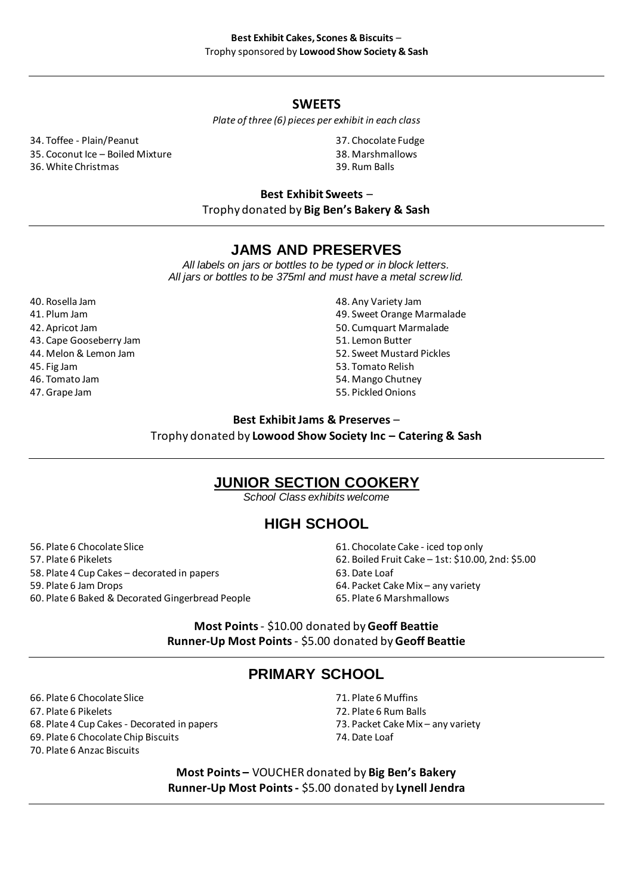**Best Exhibit Cakes, Scones & Biscuits** –
Trophy sponsored by **Lowood Show Society & Sash**

---

## SWEETS

*Plate of three (6) pieces per exhibit in each class*

34. Toffee - Plain/Peanut
35. Coconut Ice – Boiled Mixture
36. White Christmas
37. Chocolate Fudge
38. Marshmallows
39. Rum Balls

**Best Exhibit Sweets** –
Trophy donated by **Big Ben's Bakery & Sash**

---

## JAMS AND PRESERVES

*All labels on jars or bottles to be typed or in block letters.*
*All jars or bottles to be 375ml and must have a metal screw lid.*

40. Rosella Jam
41. Plum Jam
42. Apricot Jam
43. Cape Gooseberry Jam
44. Melon & Lemon Jam
45. Fig Jam
46. Tomato Jam
47. Grape Jam
48. Any Variety Jam
49. Sweet Orange Marmalade
50. Cumquart Marmalade
51. Lemon Butter
52. Sweet Mustard Pickles
53. Tomato Relish
54. Mango Chutney
55. Pickled Onions

**Best Exhibit Jams & Preserves** –
Trophy donated by **Lowood Show Society Inc – Catering & Sash**

---

## JUNIOR SECTION COOKERY

*School Class exhibits welcome*

### HIGH SCHOOL

56. Plate 6 Chocolate Slice
57. Plate 6 Pikelets
58. Plate 4 Cup Cakes – decorated in papers
59. Plate 6 Jam Drops
60. Plate 6 Baked & Decorated Gingerbread People
61. Chocolate Cake - iced top only
62. Boiled Fruit Cake – 1st: $10.00, 2nd: $5.00
63. Date Loaf
64. Packet Cake Mix – any variety
65. Plate 6 Marshmallows

**Most Points** - $10.00 donated by **Geoff Beattie**
**Runner-Up Most Points** - $5.00 donated by **Geoff Beattie**

---

### PRIMARY SCHOOL

66. Plate 6 Chocolate Slice
67. Plate 6 Pikelets
68. Plate 4 Cup Cakes - Decorated in papers
69. Plate 6 Chocolate Chip Biscuits
70. Plate 6 Anzac Biscuits
71. Plate 6 Muffins
72. Plate 6 Rum Balls
73. Packet Cake Mix – any variety
74. Date Loaf

**Most Points –** VOUCHER donated by **Big Ben's Bakery**
**Runner-Up Most Points -** $5.00 donated by **Lynell Jendra**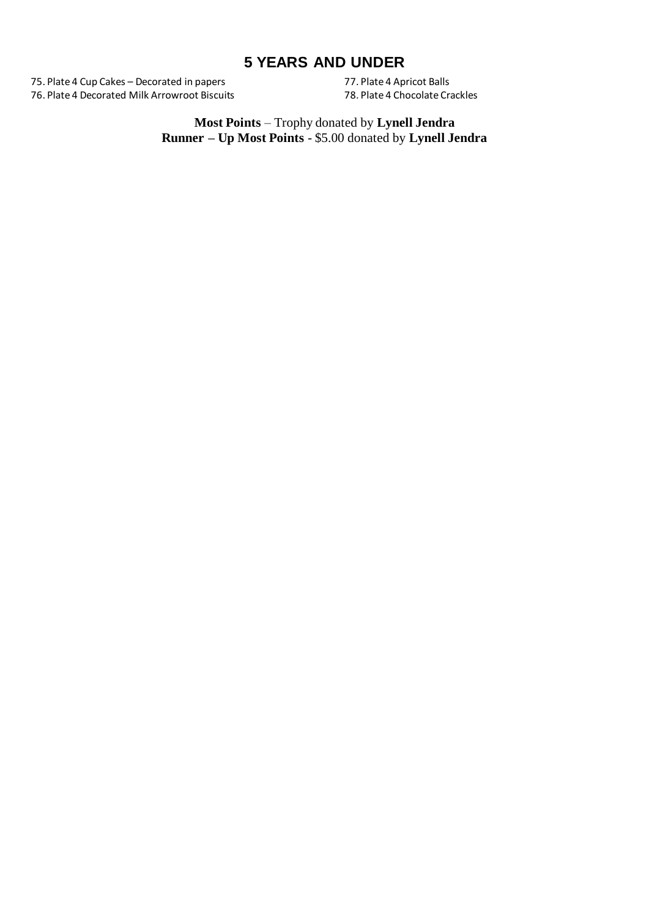## 5 YEARS AND UNDER

75. Plate 4 Cup Cakes – Decorated in papers
76. Plate 4 Decorated Milk Arrowroot Biscuits
77. Plate 4 Apricot Balls
78. Plate 4 Chocolate Crackles

**Most Points** – Trophy donated by **Lynell Jendra**
**Runner – Up Most Points** - $5.00 donated by **Lynell Jendra**